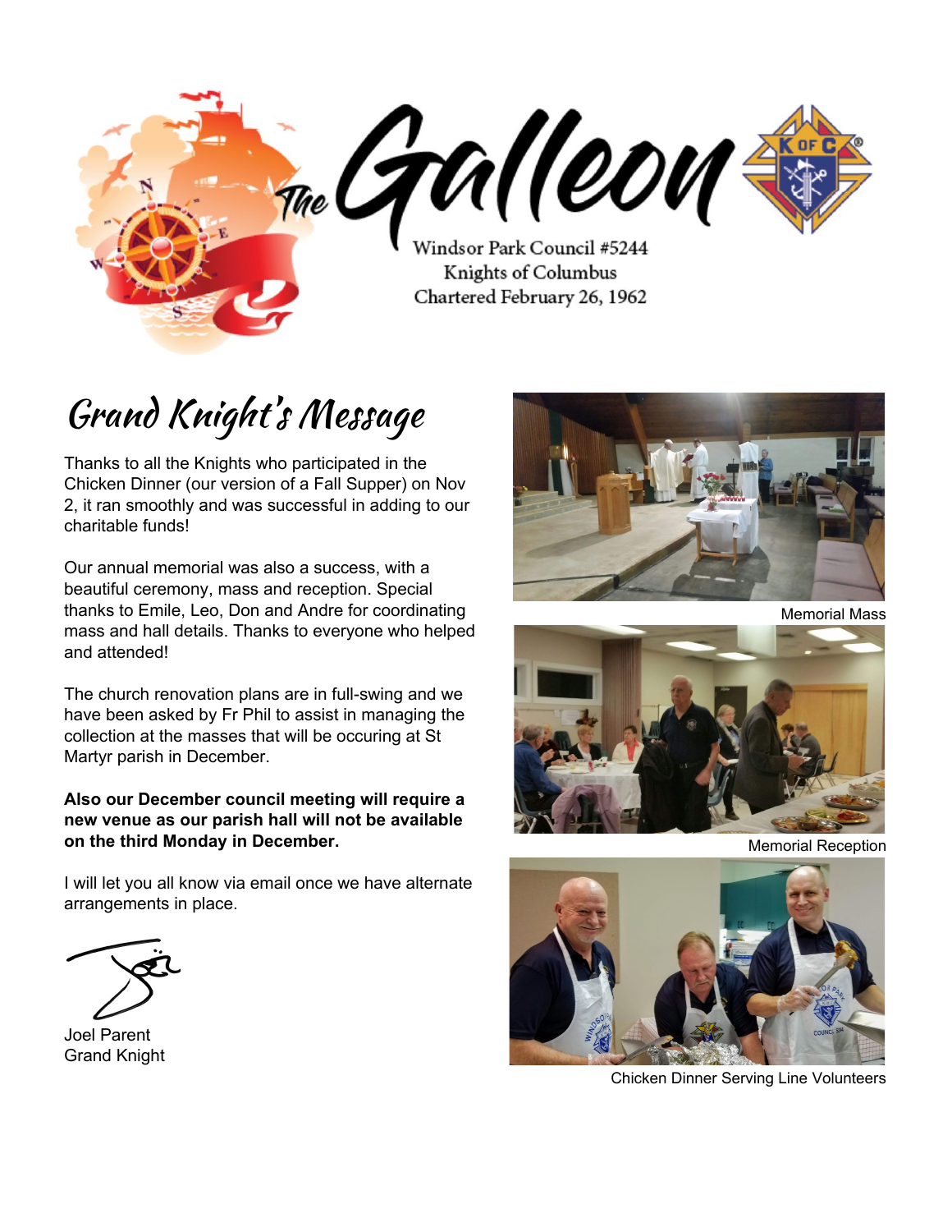# The Galleon

Windsor Park Council #5244
Knights of Columbus
Chartered February 26, 1962

## Grand Knight's Message

Thanks to all the Knights who participated in the Chicken Dinner (our version of a Fall Supper) on Nov 2, it ran smoothly and was successful in adding to our charitable funds!

Our annual memorial was also a success, with a beautiful ceremony, mass and reception. Special thanks to Emile, Leo, Don and Andre for coordinating mass and hall details. Thanks to everyone who helped and attended!

The church renovation plans are in full-swing and we have been asked by Fr Phil to assist in managing the collection at the masses that will be occuring at St Martyr parish in December.

**Also our December council meeting will require a new venue as our parish hall will not be available on the third Monday in December.**

I will let you all know via email once we have alternate arrangements in place.

Joel Parent
Grand Knight

Memorial Mass

Memorial Reception

Chicken Dinner Serving Line Volunteers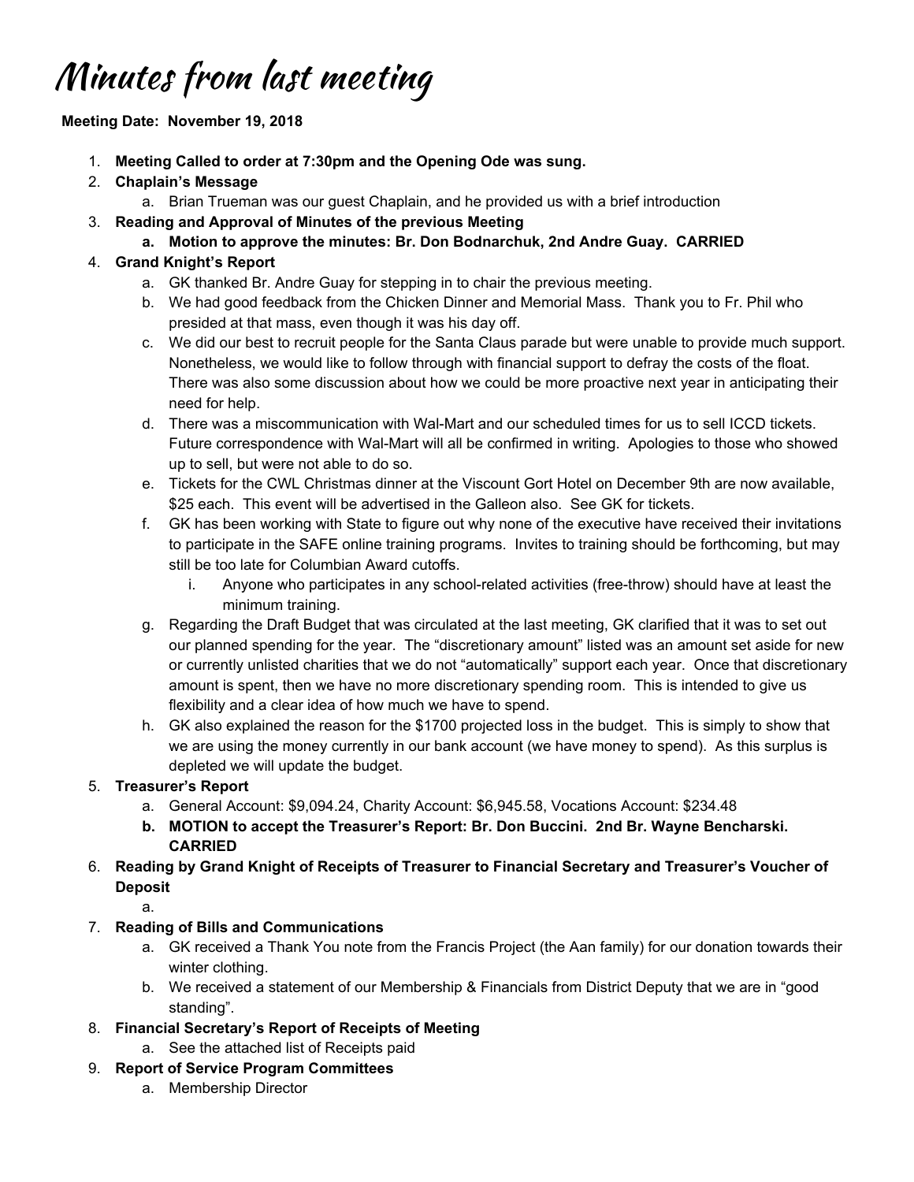# Minutes from last meeting

**Meeting Date: November 19, 2018**

1. **Meeting Called to order at 7:30pm and the Opening Ode was sung.**
2. **Chaplain's Message**
   a. Brian Trueman was our guest Chaplain, and he provided us with a brief introduction
3. **Reading and Approval of Minutes of the previous Meeting**
   a. **Motion to approve the minutes: Br. Don Bodnarchuk, 2nd Andre Guay. CARRIED**
4. **Grand Knight's Report**
   a. GK thanked Br. Andre Guay for stepping in to chair the previous meeting.
   b. We had good feedback from the Chicken Dinner and Memorial Mass. Thank you to Fr. Phil who presided at that mass, even though it was his day off.
   c. We did our best to recruit people for the Santa Claus parade but were unable to provide much support. Nonetheless, we would like to follow through with financial support to defray the costs of the float. There was also some discussion about how we could be more proactive next year in anticipating their need for help.
   d. There was a miscommunication with Wal-Mart and our scheduled times for us to sell ICCD tickets. Future correspondence with Wal-Mart will all be confirmed in writing. Apologies to those who showed up to sell, but were not able to do so.
   e. Tickets for the CWL Christmas dinner at the Viscount Gort Hotel on December 9th are now available, $25 each. This event will be advertised in the Galleon also. See GK for tickets.
   f. GK has been working with State to figure out why none of the executive have received their invitations to participate in the SAFE online training programs. Invites to training should be forthcoming, but may still be too late for Columbian Award cutoffs.
      i. Anyone who participates in any school-related activities (free-throw) should have at least the minimum training.
   g. Regarding the Draft Budget that was circulated at the last meeting, GK clarified that it was to set out our planned spending for the year. The "discretionary amount" listed was an amount set aside for new or currently unlisted charities that we do not "automatically" support each year. Once that discretionary amount is spent, then we have no more discretionary spending room. This is intended to give us flexibility and a clear idea of how much we have to spend.
   h. GK also explained the reason for the $1700 projected loss in the budget. This is simply to show that we are using the money currently in our bank account (we have money to spend). As this surplus is depleted we will update the budget.
5. **Treasurer's Report**
   a. General Account: $9,094.24, Charity Account: $6,945.58, Vocations Account: $234.48
   b. **MOTION to accept the Treasurer's Report: Br. Don Buccini. 2nd Br. Wayne Bencharski. CARRIED**
6. **Reading by Grand Knight of Receipts of Treasurer to Financial Secretary and Treasurer's Voucher of Deposit**
   a.
7. **Reading of Bills and Communications**
   a. GK received a Thank You note from the Francis Project (the Aan family) for our donation towards their winter clothing.
   b. We received a statement of our Membership & Financials from District Deputy that we are in "good standing".
8. **Financial Secretary's Report of Receipts of Meeting**
   a. See the attached list of Receipts paid
9. **Report of Service Program Committees**
   a. Membership Director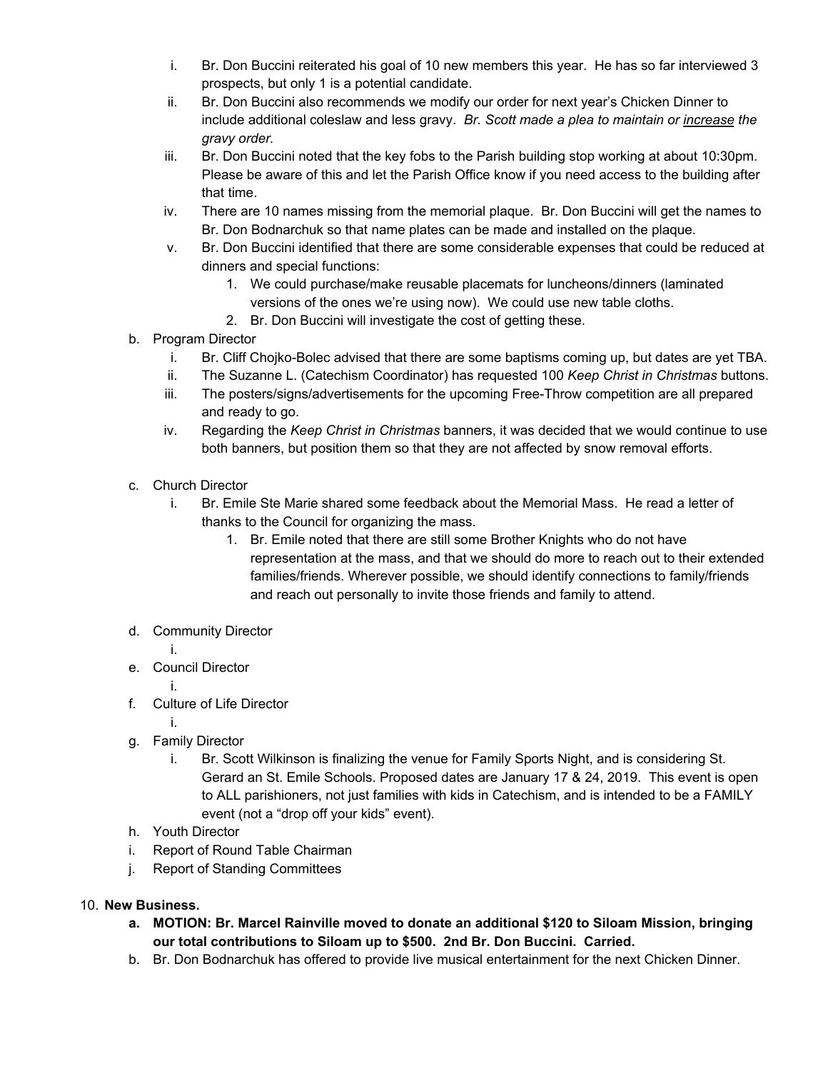i. Br. Don Buccini reiterated his goal of 10 new members this year. He has so far interviewed 3 prospects, but only 1 is a potential candidate.
   ii. Br. Don Buccini also recommends we modify our order for next year's Chicken Dinner to include additional coleslaw and less gravy. *Br. Scott made a plea to maintain or <u>increase</u> the gravy order.*
   iii. Br. Don Buccini noted that the key fobs to the Parish building stop working at about 10:30pm. Please be aware of this and let the Parish Office know if you need access to the building after that time.
   iv. There are 10 names missing from the memorial plaque. Br. Don Buccini will get the names to Br. Don Bodnarchuk so that name plates can be made and installed on the plaque.
   v. Br. Don Buccini identified that there are some considerable expenses that could be reduced at dinners and special functions:
      1. We could purchase/make reusable placemats for luncheons/dinners (laminated versions of the ones we're using now). We could use new table cloths.
      2. Br. Don Buccini will investigate the cost of getting these.

b. Program Director
   i. Br. Cliff Chojko-Bolec advised that there are some baptisms coming up, but dates are yet TBA.
   ii. The Suzanne L. (Catechism Coordinator) has requested 100 *Keep Christ in Christmas* buttons.
   iii. The posters/signs/advertisements for the upcoming Free-Throw competition are all prepared and ready to go.
   iv. Regarding the *Keep Christ in Christmas* banners, it was decided that we would continue to use both banners, but position them so that they are not affected by snow removal efforts.

c. Church Director
   i. Br. Emile Ste Marie shared some feedback about the Memorial Mass. He read a letter of thanks to the Council for organizing the mass.
      1. Br. Emile noted that there are still some Brother Knights who do not have representation at the mass, and that we should do more to reach out to their extended families/friends. Wherever possible, we should identify connections to family/friends and reach out personally to invite those friends and family to attend.

d. Community Director
   i.

e. Council Director
   i.

f. Culture of Life Director
   i.

g. Family Director
   i. Br. Scott Wilkinson is finalizing the venue for Family Sports Night, and is considering St. Gerard an St. Emile Schools. Proposed dates are January 17 & 24, 2019. This event is open to ALL parishioners, not just families with kids in Catechism, and is intended to be a FAMILY event (not a "drop off your kids" event).

h. Youth Director

i. Report of Round Table Chairman

j. Report of Standing Committees

10. **New Business.**
   a. **MOTION: Br. Marcel Rainville moved to donate an additional $120 to Siloam Mission, bringing our total contributions to Siloam up to $500. 2nd Br. Don Buccini. Carried.**
   b. Br. Don Bodnarchuk has offered to provide live musical entertainment for the next Chicken Dinner.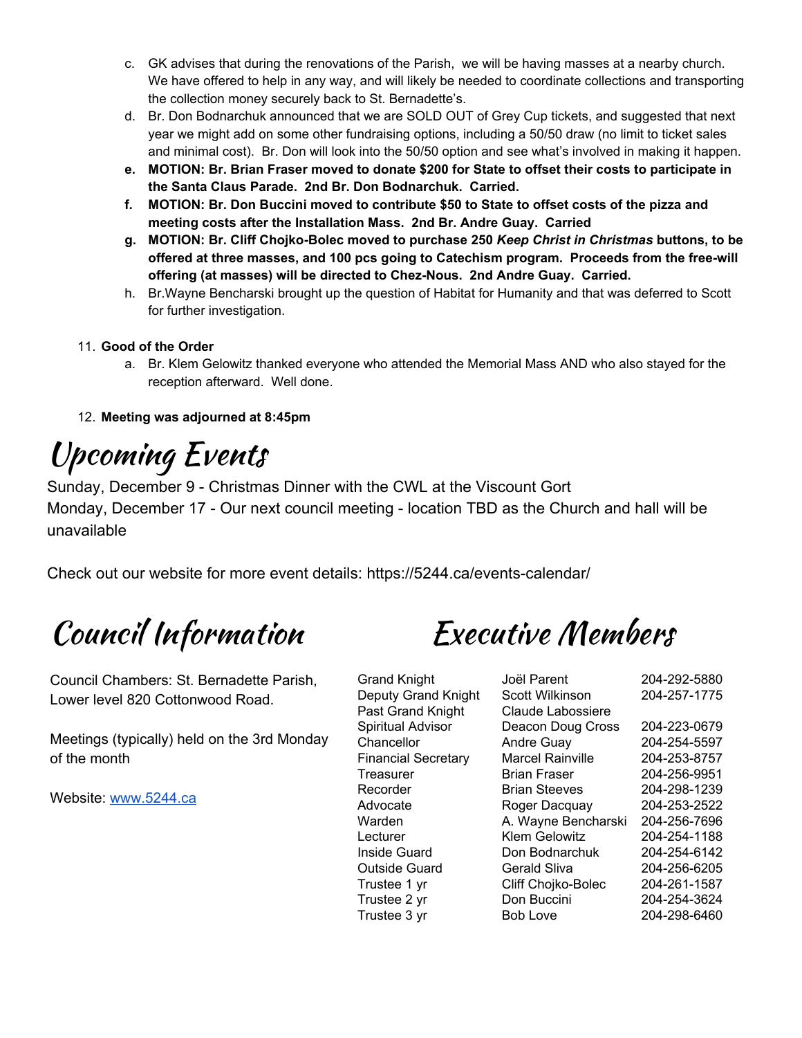c. GK advises that during the renovations of the Parish, we will be having masses at a nearby church. We have offered to help in any way, and will likely be needed to coordinate collections and transporting the collection money securely back to St. Bernadette's.
   d. Br. Don Bodnarchuk announced that we are SOLD OUT of Grey Cup tickets, and suggested that next year we might add on some other fundraising options, including a 50/50 draw (no limit to ticket sales and minimal cost). Br. Don will look into the 50/50 option and see what's involved in making it happen.
   e. **MOTION: Br. Brian Fraser moved to donate $200 for State to offset their costs to participate in the Santa Claus Parade. 2nd Br. Don Bodnarchuk. Carried.**
   f. **MOTION: Br. Don Buccini moved to contribute $50 to State to offset costs of the pizza and meeting costs after the Installation Mass. 2nd Br. Andre Guay. Carried**
   g. **MOTION: Br. Cliff Chojko-Bolec moved to purchase 250 *Keep Christ in Christmas* buttons, to be offered at three masses, and 100 pcs going to Catechism program. Proceeds from the free-will offering (at masses) will be directed to Chez-Nous. 2nd Andre Guay. Carried.**
   h. Br.Wayne Bencharski brought up the question of Habitat for Humanity and that was deferred to Scott for further investigation.

11. **Good of the Order**
    a. Br. Klem Gelowitz thanked everyone who attended the Memorial Mass AND who also stayed for the reception afterward. Well done.

12. **Meeting was adjourned at 8:45pm**

# Upcoming Events

Sunday, December 9 - Christmas Dinner with the CWL at the Viscount Gort
Monday, December 17 - Our next council meeting - location TBD as the Church and hall will be unavailable

Check out our website for more event details: https://5244.ca/events-calendar/

# Council Information

Council Chambers: St. Bernadette Parish, Lower level 820 Cottonwood Road.

Meetings (typically) held on the 3rd Monday of the month

Website: www.5244.ca

# Executive Members

| | | |
|---|---|---|
| Grand Knight | Joël Parent | 204-292-5880 |
| Deputy Grand Knight | Scott Wilkinson | 204-257-1775 |
| Past Grand Knight | Claude Labossiere | |
| Spiritual Advisor | Deacon Doug Cross | 204-223-0679 |
| Chancellor | Andre Guay | 204-254-5597 |
| Financial Secretary | Marcel Rainville | 204-253-8757 |
| Treasurer | Brian Fraser | 204-256-9951 |
| Recorder | Brian Steeves | 204-298-1239 |
| Advocate | Roger Dacquay | 204-253-2522 |
| Warden | A. Wayne Bencharski | 204-256-7696 |
| Lecturer | Klem Gelowitz | 204-254-1188 |
| Inside Guard | Don Bodnarchuk | 204-254-6142 |
| Outside Guard | Gerald Sliva | 204-256-6205 |
| Trustee 1 yr | Cliff Chojko-Bolec | 204-261-1587 |
| Trustee 2 yr | Don Buccini | 204-254-3624 |
| Trustee 3 yr | Bob Love | 204-298-6460 |